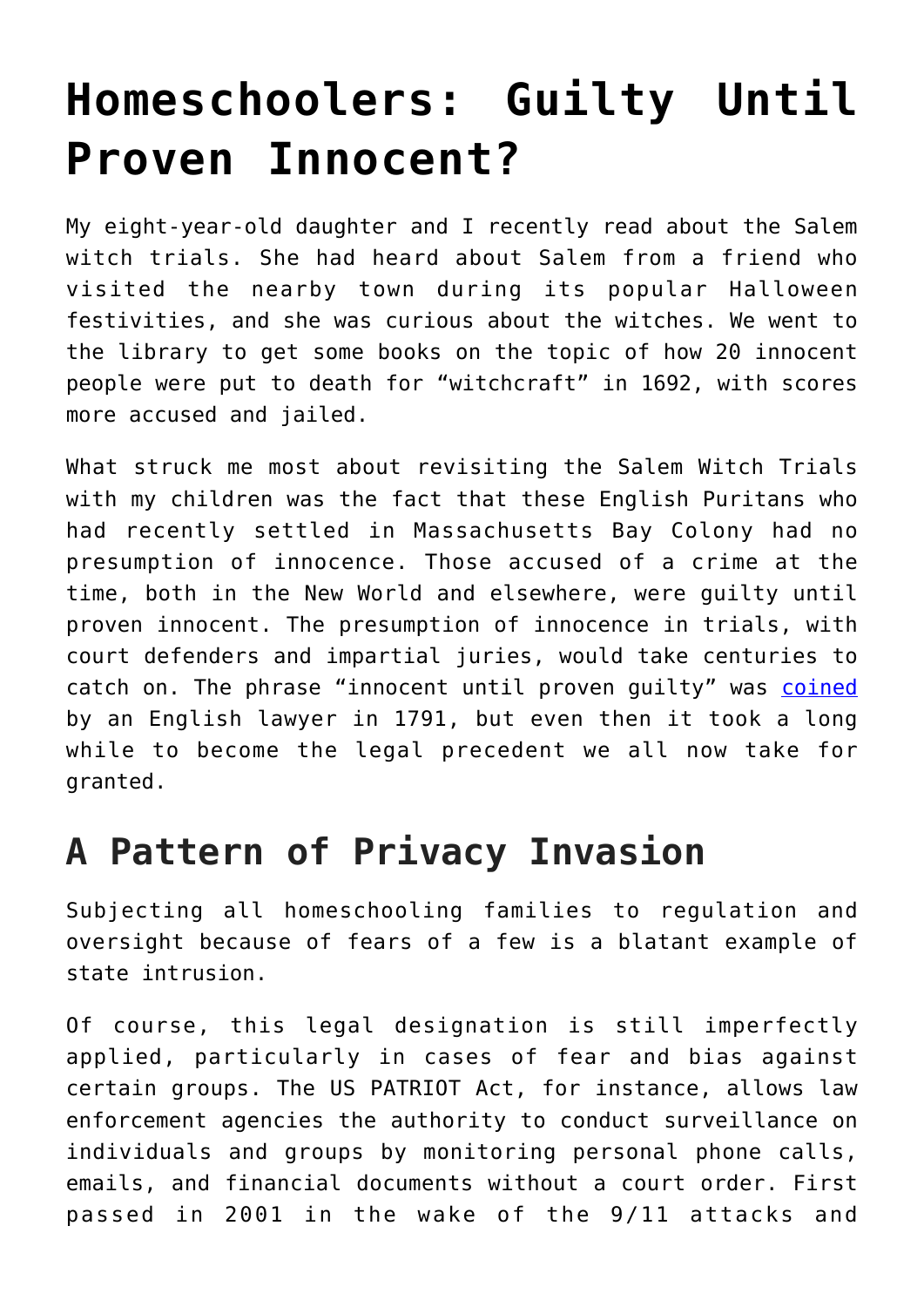# Homeschoolers: Guilty Until Proven Innocent?

My eight-year-old daughter and I recently read about the Salem witch trials. She had heard about Salem from a friend who visited the nearby town during its popular Halloween festivities, and she was curious about the witches. We went to the library to get some books on the topic of how 20 innocent people were put to death for "witchcraft" in 1692, with scores more accused and jailed.

What struck me most about revisiting the Salem Witch Trials with my children was the fact that these English Puritans who had recently settled in Massachusetts Bay Colony had no presumption of innocence. Those accused of a crime at the time, both in the New World and elsewhere, were guilty until proven innocent. The presumption of innocence in trials, with court defenders and impartial juries, would take centuries to catch on. The phrase "innocent until proven guilty" was coined by an English lawyer in 1791, but even then it took a long while to become the legal precedent we all now take for granted.

## A Pattern of Privacy Invasion

Subjecting all homeschooling families to regulation and oversight because of fears of a few is a blatant example of state intrusion.

Of course, this legal designation is still imperfectly applied, particularly in cases of fear and bias against certain groups. The US PATRIOT Act, for instance, allows law enforcement agencies the authority to conduct surveillance on individuals and groups by monitoring personal phone calls, emails, and financial documents without a court order. First passed in 2001 in the wake of the 9/11 attacks and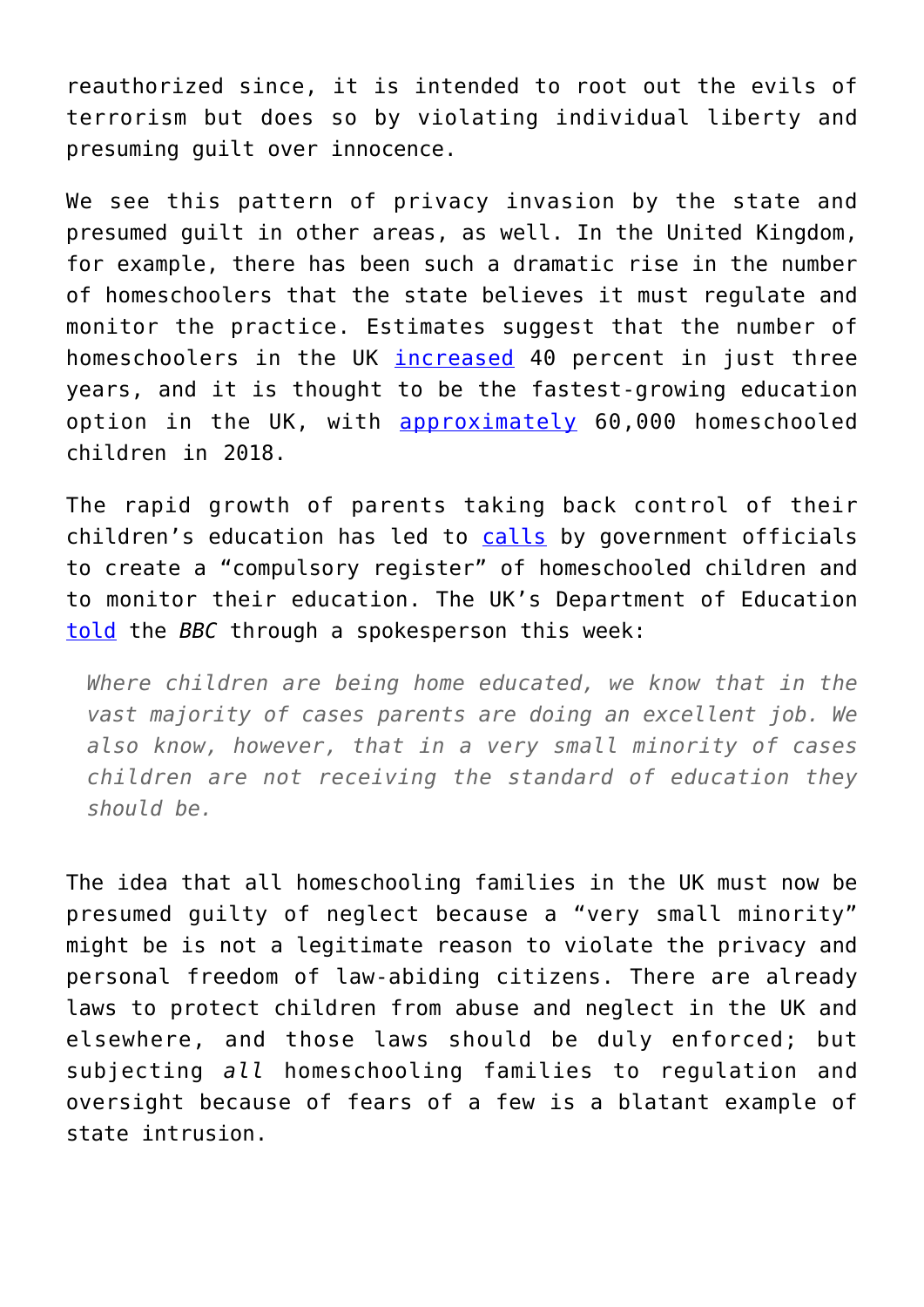reauthorized since, it is intended to root out the evils of terrorism but does so by violating individual liberty and presuming guilt over innocence.

We see this pattern of privacy invasion by the state and presumed guilt in other areas, as well. In the United Kingdom, for example, there has been such a dramatic rise in the number of homeschoolers that the state believes it must regulate and monitor the practice. Estimates suggest that the number of homeschoolers in the UK increased 40 percent in just three years, and it is thought to be the fastest-growing education option in the UK, with approximately 60,000 homeschooled children in 2018.

The rapid growth of parents taking back control of their children's education has led to calls by government officials to create a "compulsory register" of homeschooled children and to monitor their education. The UK's Department of Education told the *BBC* through a spokesperson this week:

> *Where children are being home educated, we know that in the vast majority of cases parents are doing an excellent job. We also know, however, that in a very small minority of cases children are not receiving the standard of education they should be.*

The idea that all homeschooling families in the UK must now be presumed guilty of neglect because a "very small minority" might be is not a legitimate reason to violate the privacy and personal freedom of law-abiding citizens. There are already laws to protect children from abuse and neglect in the UK and elsewhere, and those laws should be duly enforced; but subjecting *all* homeschooling families to regulation and oversight because of fears of a few is a blatant example of state intrusion.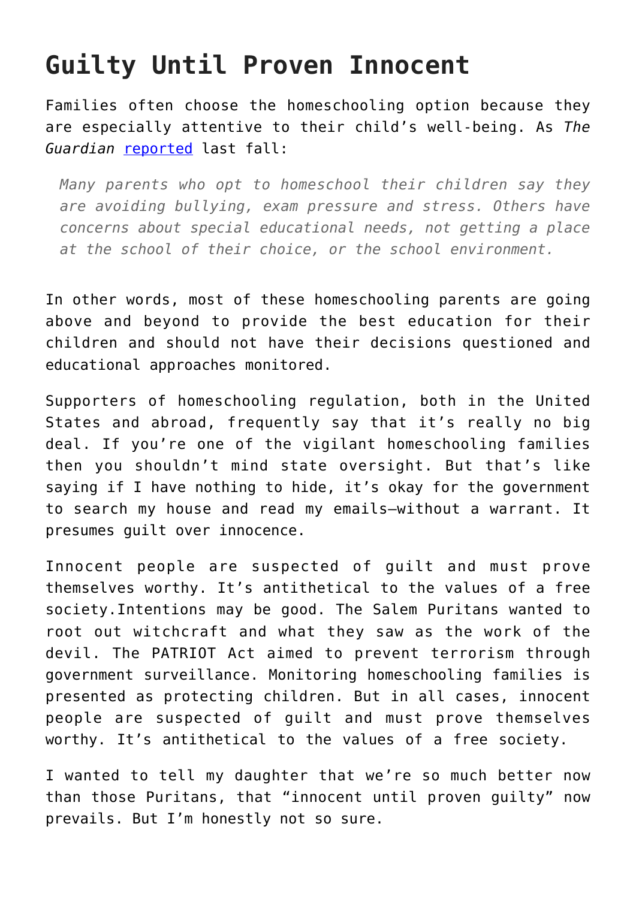## Guilty Until Proven Innocent

Families often choose the homeschooling option because they are especially attentive to their child's well-being. As *The Guardian* [reported](#) last fall:

> *Many parents who opt to homeschool their children say they are avoiding bullying, exam pressure and stress. Others have concerns about special educational needs, not getting a place at the school of their choice, or the school environment.*

In other words, most of these homeschooling parents are going above and beyond to provide the best education for their children and should not have their decisions questioned and educational approaches monitored.

Supporters of homeschooling regulation, both in the United States and abroad, frequently say that it's really no big deal. If you're one of the vigilant homeschooling families then you shouldn't mind state oversight. But that's like saying if I have nothing to hide, it's okay for the government to search my house and read my emails—without a warrant. It presumes guilt over innocence.

Innocent people are suspected of guilt and must prove themselves worthy. It's antithetical to the values of a free society.Intentions may be good. The Salem Puritans wanted to root out witchcraft and what they saw as the work of the devil. The PATRIOT Act aimed to prevent terrorism through government surveillance. Monitoring homeschooling families is presented as protecting children. But in all cases, innocent people are suspected of guilt and must prove themselves worthy. It's antithetical to the values of a free society.

I wanted to tell my daughter that we're so much better now than those Puritans, that "innocent until proven guilty" now prevails. But I'm honestly not so sure.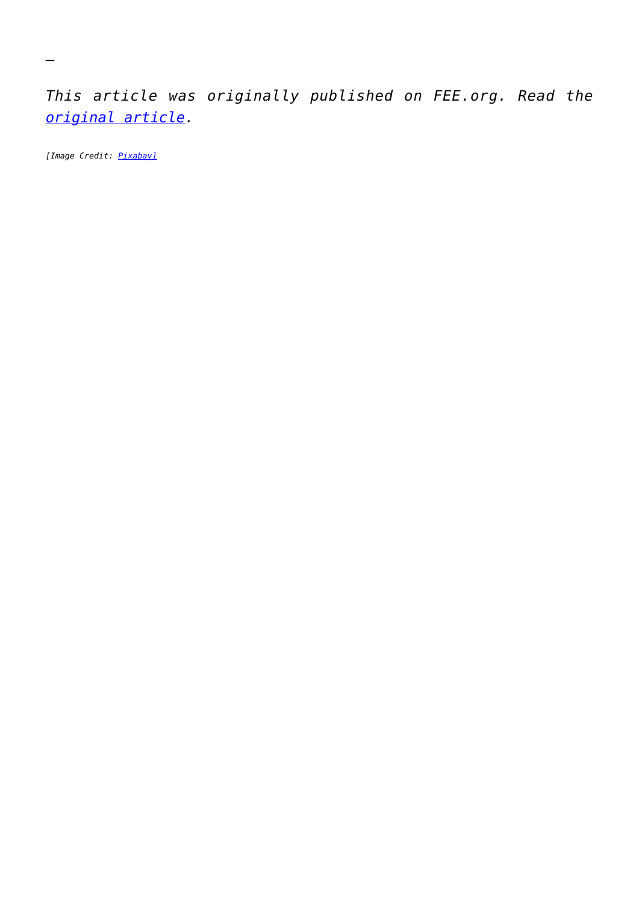—

*This article was originally published on FEE.org. Read the [original article](original article).*

*[Image Credit: [Pixabay]]*